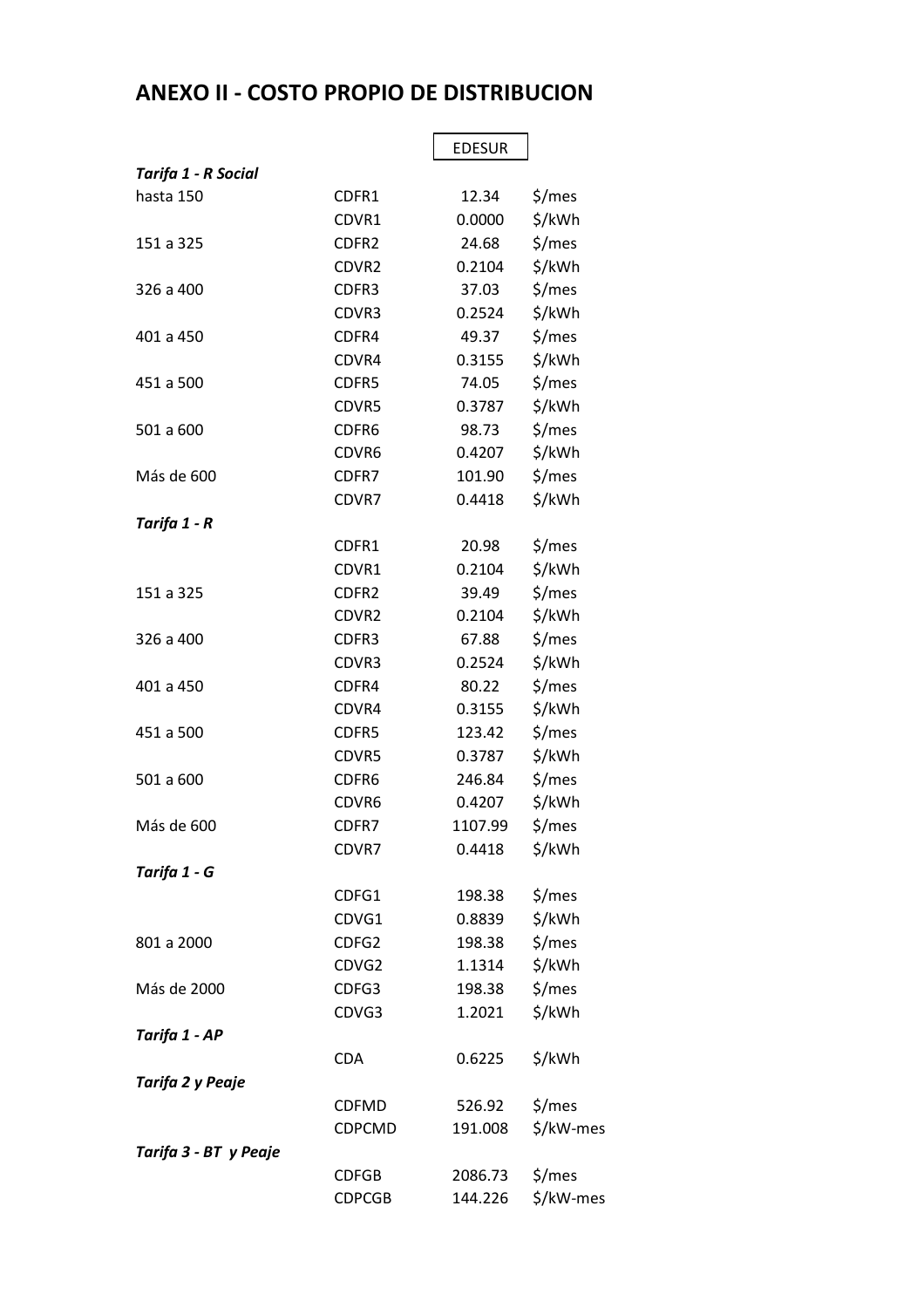# ANEXO II - COSTO PROPIO DE DISTRIBUCION

| | | EDESUR | |
|---|---|---|---|
| ***Tarifa 1 - R Social*** | | | |
| hasta 150 | CDFR1 | 12.34 | $/mes |
| | CDVR1 | 0.0000 | $/kWh |
| 151 a 325 | CDFR2 | 24.68 | $/mes |
| | CDVR2 | 0.2104 | $/kWh |
| 326 a 400 | CDFR3 | 37.03 | $/mes |
| | CDVR3 | 0.2524 | $/kWh |
| 401 a 450 | CDFR4 | 49.37 | $/mes |
| | CDVR4 | 0.3155 | $/kWh |
| 451 a 500 | CDFR5 | 74.05 | $/mes |
| | CDVR5 | 0.3787 | $/kWh |
| 501 a 600 | CDFR6 | 98.73 | $/mes |
| | CDVR6 | 0.4207 | $/kWh |
| Más de 600 | CDFR7 | 101.90 | $/mes |
| | CDVR7 | 0.4418 | $/kWh |
| ***Tarifa 1 - R*** | | | |
| | CDFR1 | 20.98 | $/mes |
| | CDVR1 | 0.2104 | $/kWh |
| 151 a 325 | CDFR2 | 39.49 | $/mes |
| | CDVR2 | 0.2104 | $/kWh |
| 326 a 400 | CDFR3 | 67.88 | $/mes |
| | CDVR3 | 0.2524 | $/kWh |
| 401 a 450 | CDFR4 | 80.22 | $/mes |
| | CDVR4 | 0.3155 | $/kWh |
| 451 a 500 | CDFR5 | 123.42 | $/mes |
| | CDVR5 | 0.3787 | $/kWh |
| 501 a 600 | CDFR6 | 246.84 | $/mes |
| | CDVR6 | 0.4207 | $/kWh |
| Más de 600 | CDFR7 | 1107.99 | $/mes |
| | CDVR7 | 0.4418 | $/kWh |
| ***Tarifa 1 - G*** | | | |
| | CDFG1 | 198.38 | $/mes |
| | CDVG1 | 0.8839 | $/kWh |
| 801 a 2000 | CDFG2 | 198.38 | $/mes |
| | CDVG2 | 1.1314 | $/kWh |
| Más de 2000 | CDFG3 | 198.38 | $/mes |
| | CDVG3 | 1.2021 | $/kWh |
| ***Tarifa 1 - AP*** | | | |
| | CDA | 0.6225 | $/kWh |
| ***Tarifa 2 y Peaje*** | | | |
| | CDFMD | 526.92 | $/mes |
| | CDPCMD | 191.008 | $/kW-mes |
| ***Tarifa 3 - BT y Peaje*** | | | |
| | CDFGB | 2086.73 | $/mes |
| | CDPCGB | 144.226 | $/kW-mes |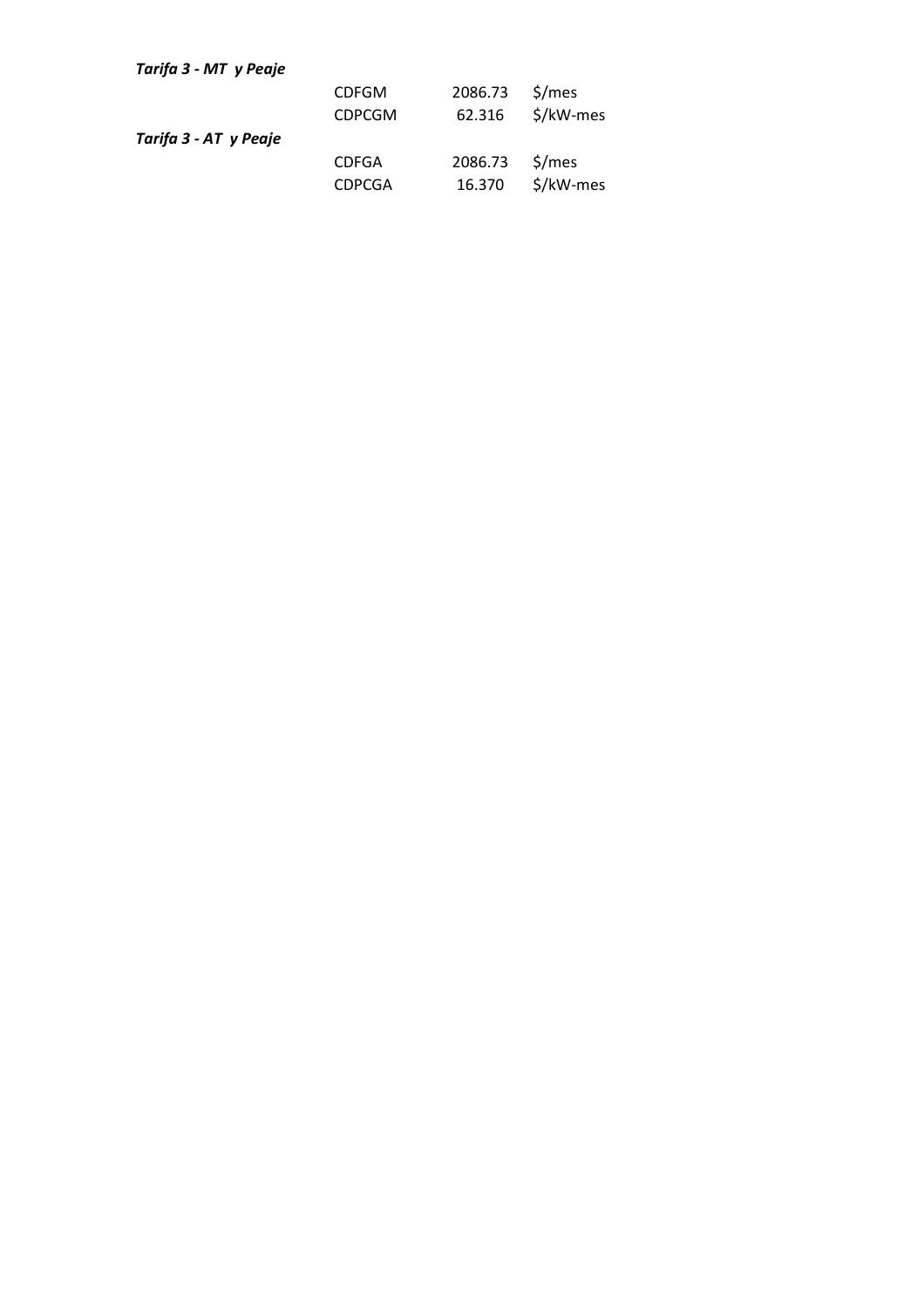***Tarifa 3 - MT y Peaje***

| | | | |
|---|---|---|---|
| | CDFGM | 2086.73 | $/mes |
| | CDPCGM | 62.316 | $/kW-mes |

***Tarifa 3 - AT y Peaje***

| | | | |
|---|---|---|---|
| | CDFGA | 2086.73 | $/mes |
| | CDPCGA | 16.370 | $/kW-mes |